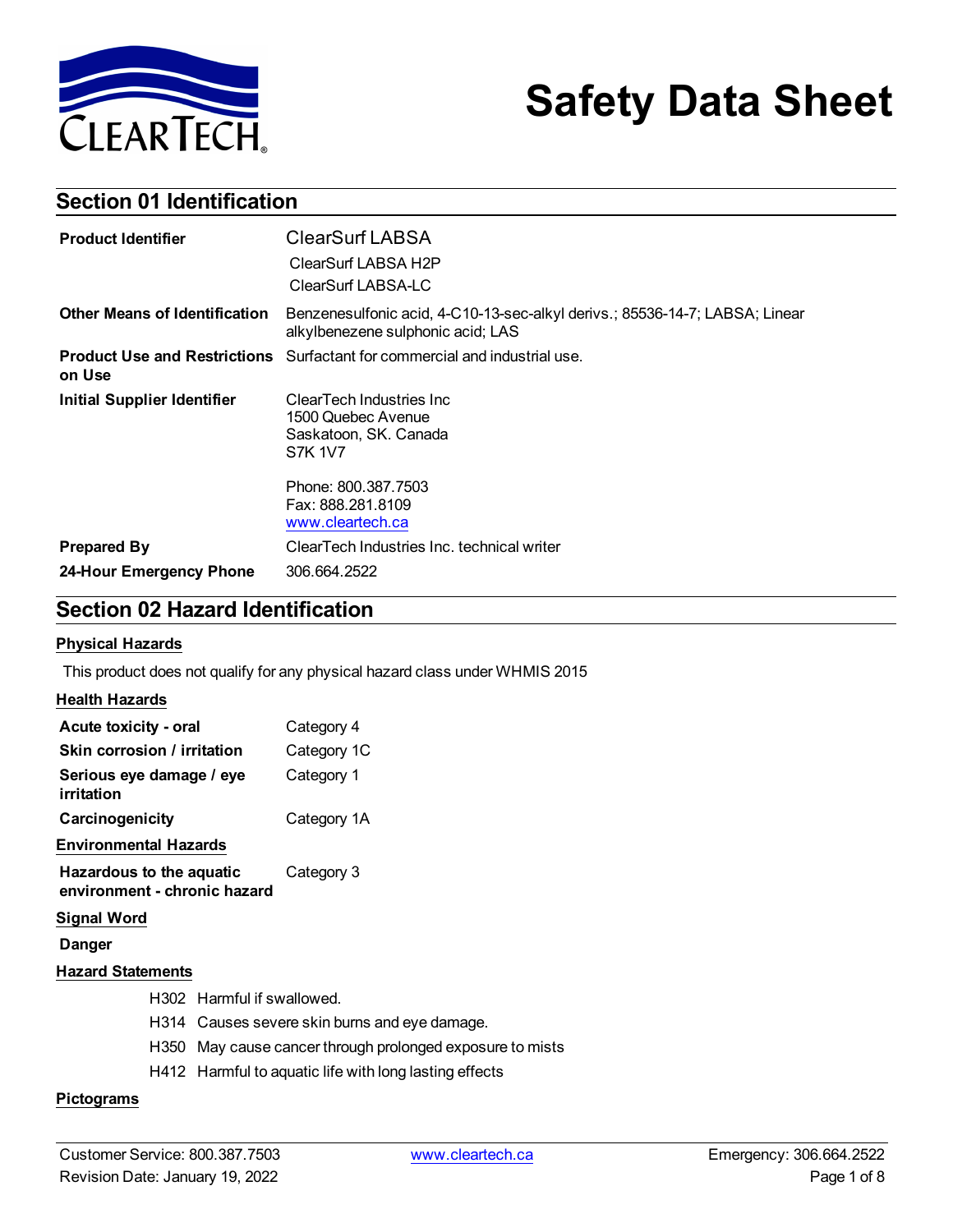# Safety Data Sheet

## Section 01 Identification

| | |
|---|---|
| **Product Identifier** | ClearSurf LABSA<br>ClearSurf LABSA H2P<br>ClearSurf LABSA-LC |
| **Other Means of Identification** | Benzenesulfonic acid, 4-C10-13-sec-alkyl derivs.; 85536-14-7; LABSA; Linear alkylbenezene sulphonic acid; LAS |
| **Product Use and Restrictions on Use** | Surfactant for commercial and industrial use. |
| **Initial Supplier Identifier** | ClearTech Industries Inc<br>1500 Quebec Avenue<br>Saskatoon, SK. Canada<br>S7K 1V7<br><br>Phone: 800.387.7503<br>Fax: 888.281.8109<br>www.cleartech.ca |
| **Prepared By** | ClearTech Industries Inc. technical writer |
| **24-Hour Emergency Phone** | 306.664.2522 |

## Section 02 Hazard Identification

### Physical Hazards

This product does not qualify for any physical hazard class under WHMIS 2015

### Health Hazards

| | |
|---|---|
| **Acute toxicity - oral** | Category 4 |
| **Skin corrosion / irritation** | Category 1C |
| **Serious eye damage / eye irritation** | Category 1 |
| **Carcinogenicity** | Category 1A |

### Environmental Hazards

| | |
|---|---|
| **Hazardous to the aquatic environment - chronic hazard** | Category 3 |

### Signal Word

**Danger**

### Hazard Statements

- H302 Harmful if swallowed.
- H314 Causes severe skin burns and eye damage.
- H350 May cause cancer through prolonged exposure to mists
- H412 Harmful to aquatic life with long lasting effects

### Pictograms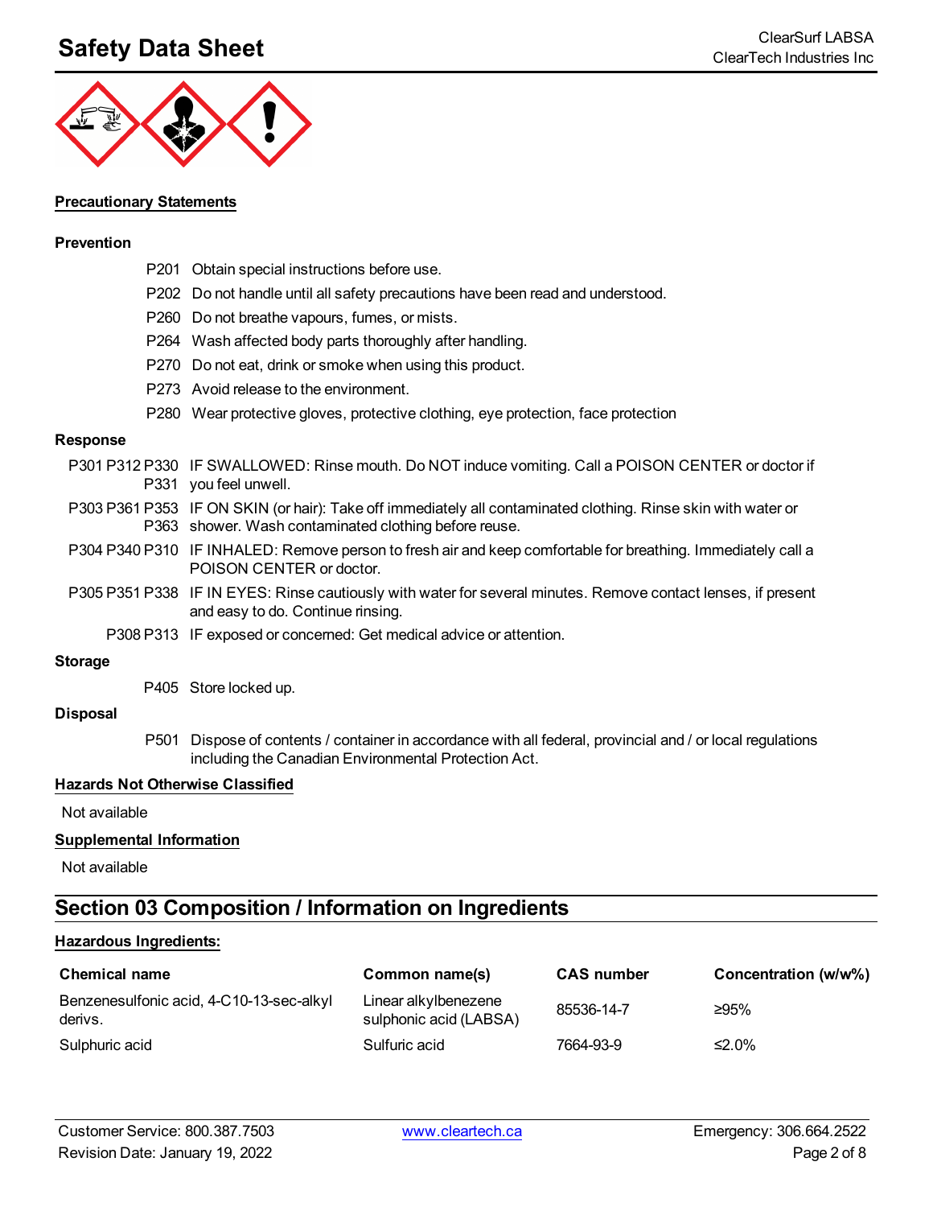**Precautionary Statements**

**Prevention**

P201 Obtain special instructions before use.

P202 Do not handle until all safety precautions have been read and understood.

P260 Do not breathe vapours, fumes, or mists.

P264 Wash affected body parts thoroughly after handling.

P270 Do not eat, drink or smoke when using this product.

P273 Avoid release to the environment.

P280 Wear protective gloves, protective clothing, eye protection, face protection

**Response**

P301 P312 P330 P331 IF SWALLOWED: Rinse mouth. Do NOT induce vomiting. Call a POISON CENTER or doctor if you feel unwell.

P303 P361 P353 P363 IF ON SKIN (or hair): Take off immediately all contaminated clothing. Rinse skin with water or shower. Wash contaminated clothing before reuse.

P304 P340 P310 IF INHALED: Remove person to fresh air and keep comfortable for breathing. Immediately call a POISON CENTER or doctor.

P305 P351 P338 IF IN EYES: Rinse cautiously with water for several minutes. Remove contact lenses, if present and easy to do. Continue rinsing.

P308 P313 IF exposed or concerned: Get medical advice or attention.

**Storage**

P405 Store locked up.

**Disposal**

P501 Dispose of contents / container in accordance with all federal, provincial and / or local regulations including the Canadian Environmental Protection Act.

**Hazards Not Otherwise Classified**

Not available

**Supplemental Information**

Not available

## Section 03 Composition / Information on Ingredients

**Hazardous Ingredients:**

| Chemical name | Common name(s) | CAS number | Concentration (w/w%) |
| --- | --- | --- | --- |
| Benzenesulfonic acid, 4-C10-13-sec-alkyl derivs. | Linear alkylbenzene sulphonic acid (LABSA) | 85536-14-7 | ≥95% |
| Sulphuric acid | Sulfuric acid | 7664-93-9 | ≤2.0% |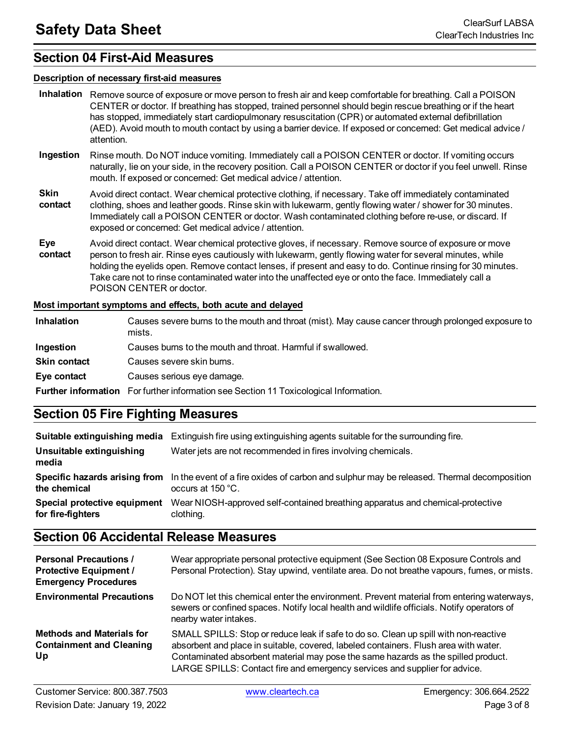## Section 04 First-Aid Measures

**Description of necessary first-aid measures**

| | |
|---|---|
| **Inhalation** | Remove source of exposure or move person to fresh air and keep comfortable for breathing. Call a POISON CENTER or doctor. If breathing has stopped, trained personnel should begin rescue breathing or if the heart has stopped, immediately start cardiopulmonary resuscitation (CPR) or automated external defibrillation (AED). Avoid mouth to mouth contact by using a barrier device. If exposed or concerned: Get medical advice / attention. |
| **Ingestion** | Rinse mouth. Do NOT induce vomiting. Immediately call a POISON CENTER or doctor. If vomiting occurs naturally, lie on your side, in the recovery position. Call a POISON CENTER or doctor if you feel unwell. Rinse mouth. If exposed or concerned: Get medical advice / attention. |
| **Skin contact** | Avoid direct contact. Wear chemical protective clothing, if necessary. Take off immediately contaminated clothing, shoes and leather goods. Rinse skin with lukewarm, gently flowing water / shower for 30 minutes. Immediately call a POISON CENTER or doctor. Wash contaminated clothing before re-use, or discard. If exposed or concerned: Get medical advice / attention. |
| **Eye contact** | Avoid direct contact. Wear chemical protective gloves, if necessary. Remove source of exposure or move person to fresh air. Rinse eyes cautiously with lukewarm, gently flowing water for several minutes, while holding the eyelids open. Remove contact lenses, if present and easy to do. Continue rinsing for 30 minutes. Take care not to rinse contaminated water into the unaffected eye or onto the face. Immediately call a POISON CENTER or doctor. |

**Most important symptoms and effects, both acute and delayed**

| | |
|---|---|
| **Inhalation** | Causes severe burns to the mouth and throat (mist). May cause cancer through prolonged exposure to mists. |
| **Ingestion** | Causes burns to the mouth and throat. Harmful if swallowed. |
| **Skin contact** | Causes severe skin burns. |
| **Eye contact** | Causes serious eye damage. |
| **Further information** | For further information see Section 11 Toxicological Information. |

## Section 05 Fire Fighting Measures

| | |
|---|---|
| **Suitable extinguishing media** | Extinguish fire using extinguishing agents suitable for the surrounding fire. |
| **Unsuitable extinguishing media** | Water jets are not recommended in fires involving chemicals. |
| **Specific hazards arising from the chemical** | In the event of a fire oxides of carbon and sulphur may be released. Thermal decomposition occurs at 150 °C. |
| **Special protective equipment for fire-fighters** | Wear NIOSH-approved self-contained breathing apparatus and chemical-protective clothing. |

## Section 06 Accidental Release Measures

| | |
|---|---|
| **Personal Precautions / Protective Equipment / Emergency Procedures** | Wear appropriate personal protective equipment (See Section 08 Exposure Controls and Personal Protection). Stay upwind, ventilate area. Do not breathe vapours, fumes, or mists. |
| **Environmental Precautions** | Do NOT let this chemical enter the environment. Prevent material from entering waterways, sewers or confined spaces. Notify local health and wildlife officials. Notify operators of nearby water intakes. |
| **Methods and Materials for Containment and Cleaning Up** | SMALL SPILLS: Stop or reduce leak if safe to do so. Clean up spill with non-reactive absorbent and place in suitable, covered, labeled containers. Flush area with water. Contaminated absorbent material may pose the same hazards as the spilled product. LARGE SPILLS: Contact fire and emergency services and supplier for advice. |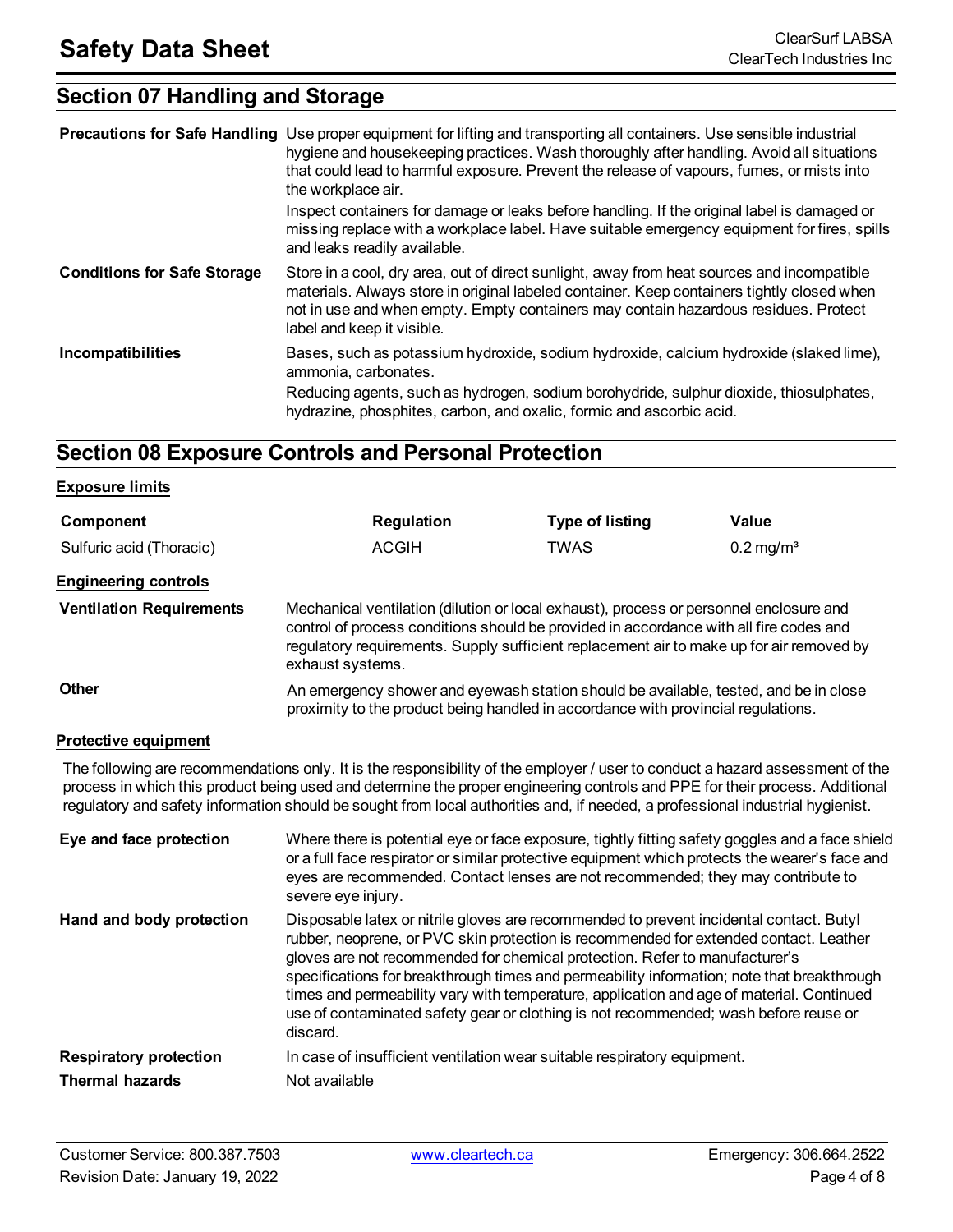## Section 07 Handling and Storage

**Precautions for Safe Handling** Use proper equipment for lifting and transporting all containers. Use sensible industrial hygiene and housekeeping practices. Wash thoroughly after handling. Avoid all situations that could lead to harmful exposure. Prevent the release of vapours, fumes, or mists into the workplace air.

Inspect containers for damage or leaks before handling. If the original label is damaged or missing replace with a workplace label. Have suitable emergency equipment for fires, spills and leaks readily available.

**Conditions for Safe Storage** Store in a cool, dry area, out of direct sunlight, away from heat sources and incompatible materials. Always store in original labeled container. Keep containers tightly closed when not in use and when empty. Empty containers may contain hazardous residues. Protect label and keep it visible.

**Incompatibilities** Bases, such as potassium hydroxide, sodium hydroxide, calcium hydroxide (slaked lime), ammonia, carbonates.

Reducing agents, such as hydrogen, sodium borohydride, sulphur dioxide, thiosulphates, hydrazine, phosphites, carbon, and oxalic, formic and ascorbic acid.

## Section 08 Exposure Controls and Personal Protection

**Exposure limits**

| Component | Regulation | Type of listing | Value |
|---|---|---|---|
| Sulfuric acid (Thoracic) | ACGIH | TWAS | 0.2 mg/m³ |

**Engineering controls**

**Ventilation Requirements** Mechanical ventilation (dilution or local exhaust), process or personnel enclosure and control of process conditions should be provided in accordance with all fire codes and regulatory requirements. Supply sufficient replacement air to make up for air removed by exhaust systems.

**Other** An emergency shower and eyewash station should be available, tested, and be in close proximity to the product being handled in accordance with provincial regulations.

**Protective equipment**

The following are recommendations only. It is the responsibility of the employer / user to conduct a hazard assessment of the process in which this product being used and determine the proper engineering controls and PPE for their process. Additional regulatory and safety information should be sought from local authorities and, if needed, a professional industrial hygienist.

**Eye and face protection** Where there is potential eye or face exposure, tightly fitting safety goggles and a face shield or a full face respirator or similar protective equipment which protects the wearer's face and eyes are recommended. Contact lenses are not recommended; they may contribute to severe eye injury.

**Hand and body protection** Disposable latex or nitrile gloves are recommended to prevent incidental contact. Butyl rubber, neoprene, or PVC skin protection is recommended for extended contact. Leather gloves are not recommended for chemical protection. Refer to manufacturer's specifications for breakthrough times and permeability information; note that breakthrough times and permeability vary with temperature, application and age of material. Continued use of contaminated safety gear or clothing is not recommended; wash before reuse or discard.

**Respiratory protection** In case of insufficient ventilation wear suitable respiratory equipment.

**Thermal hazards** Not available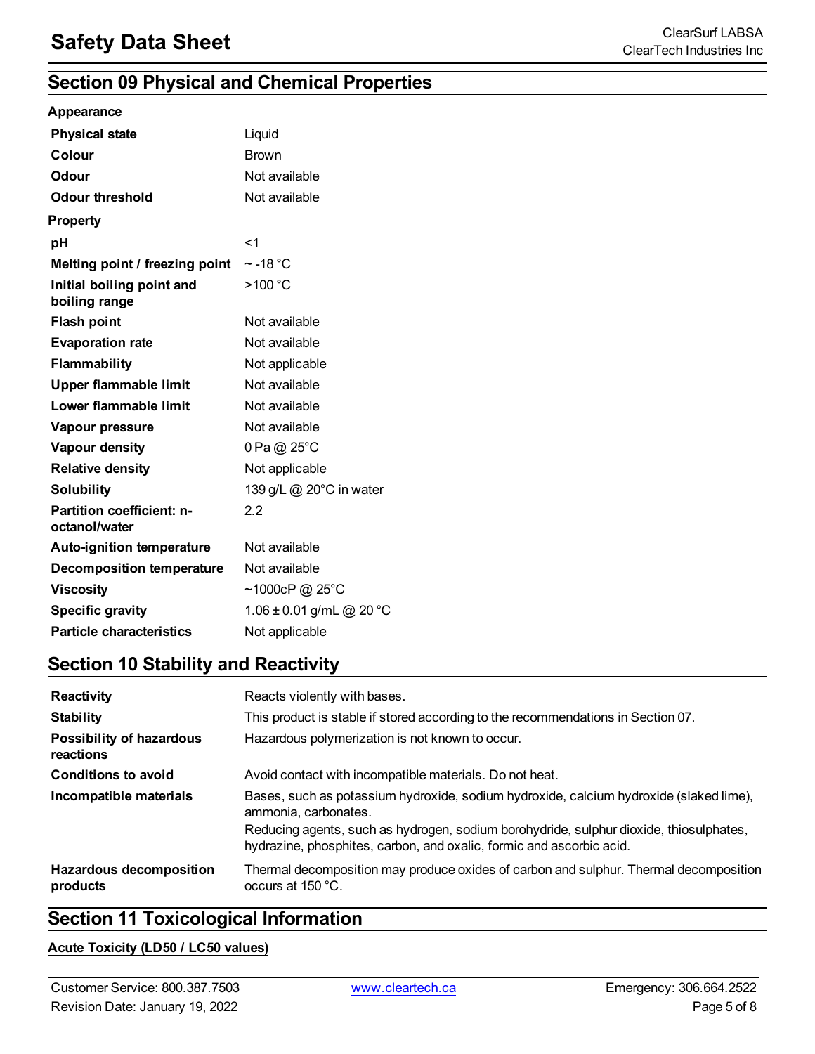## Section 09 Physical and Chemical Properties

**Appearance**

| | |
|---|---|
| **Physical state** | Liquid |
| **Colour** | Brown |
| **Odour** | Not available |
| **Odour threshold** | Not available |

**Property**

| | |
|---|---|
| **pH** | <1 |
| **Melting point / freezing point** | ~ -18 °C |
| **Initial boiling point and boiling range** | >100 °C |
| **Flash point** | Not available |
| **Evaporation rate** | Not available |
| **Flammability** | Not applicable |
| **Upper flammable limit** | Not available |
| **Lower flammable limit** | Not available |
| **Vapour pressure** | Not available |
| **Vapour density** | 0 Pa @ 25°C |
| **Relative density** | Not applicable |
| **Solubility** | 139 g/L @ 20°C in water |
| **Partition coefficient: n-octanol/water** | 2.2 |
| **Auto-ignition temperature** | Not available |
| **Decomposition temperature** | Not available |
| **Viscosity** | ~1000cP @ 25°C |
| **Specific gravity** | 1.06 ± 0.01 g/mL @ 20 °C |
| **Particle characteristics** | Not applicable |

## Section 10 Stability and Reactivity

| | |
|---|---|
| **Reactivity** | Reacts violently with bases. |
| **Stability** | This product is stable if stored according to the recommendations in Section 07. |
| **Possibility of hazardous reactions** | Hazardous polymerization is not known to occur. |
| **Conditions to avoid** | Avoid contact with incompatible materials. Do not heat. |
| **Incompatible materials** | Bases, such as potassium hydroxide, sodium hydroxide, calcium hydroxide (slaked lime), ammonia, carbonates.<br>Reducing agents, such as hydrogen, sodium borohydride, sulphur dioxide, thiosulphates, hydrazine, phosphites, carbon, and oxalic, formic and ascorbic acid. |
| **Hazardous decomposition products** | Thermal decomposition may produce oxides of carbon and sulphur. Thermal decomposition occurs at 150 °C. |

## Section 11 Toxicological Information

**Acute Toxicity (LD50 / LC50 values)**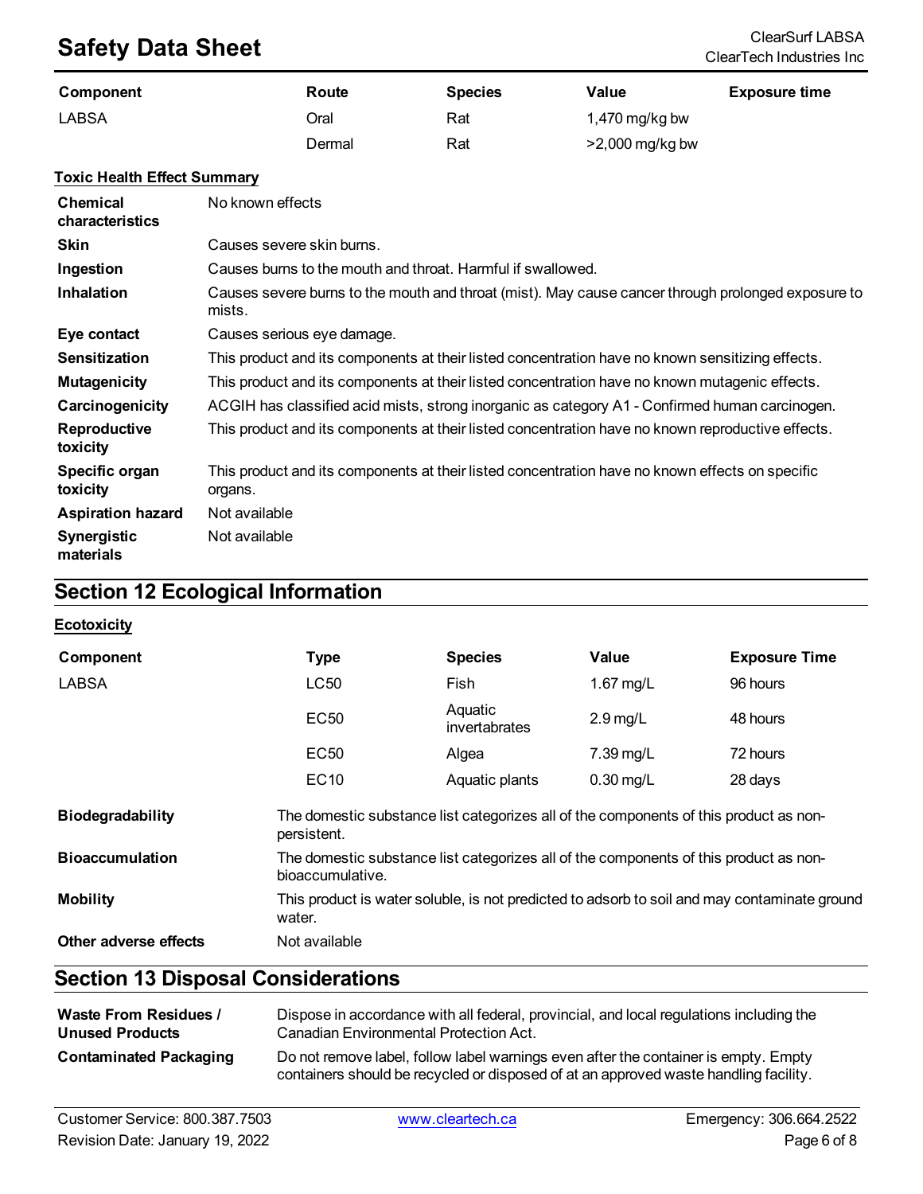| Component | Route | Species | Value | Exposure time |
|---|---|---|---|---|
| LABSA | Oral | Rat | 1,470 mg/kg bw | |
| | Dermal | Rat | >2,000 mg/kg bw | |

**Toxic Health Effect Summary**

| | |
|---|---|
| **Chemical characteristics** | No known effects |
| **Skin** | Causes severe skin burns. |
| **Ingestion** | Causes burns to the mouth and throat. Harmful if swallowed. |
| **Inhalation** | Causes severe burns to the mouth and throat (mist). May cause cancer through prolonged exposure to mists. |
| **Eye contact** | Causes serious eye damage. |
| **Sensitization** | This product and its components at their listed concentration have no known sensitizing effects. |
| **Mutagenicity** | This product and its components at their listed concentration have no known mutagenic effects. |
| **Carcinogenicity** | ACGIH has classified acid mists, strong inorganic as category A1 - Confirmed human carcinogen. |
| **Reproductive toxicity** | This product and its components at their listed concentration have no known reproductive effects. |
| **Specific organ toxicity** | This product and its components at their listed concentration have no known effects on specific organs. |
| **Aspiration hazard** | Not available |
| **Synergistic materials** | Not available |

## Section 12 Ecological Information

**Ecotoxicity**

| Component | Type | Species | Value | Exposure Time |
|---|---|---|---|---|
| LABSA | LC50 | Fish | 1.67 mg/L | 96 hours |
| | EC50 | Aquatic invertabrates | 2.9 mg/L | 48 hours |
| | EC50 | Algea | 7.39 mg/L | 72 hours |
| | EC10 | Aquatic plants | 0.30 mg/L | 28 days |

| | |
|---|---|
| **Biodegradability** | The domestic substance list categorizes all of the components of this product as non-persistent. |
| **Bioaccumulation** | The domestic substance list categorizes all of the components of this product as non-bioaccumulative. |
| **Mobility** | This product is water soluble, is not predicted to adsorb to soil and may contaminate ground water. |
| **Other adverse effects** | Not available |

## Section 13 Disposal Considerations

| | |
|---|---|
| **Waste From Residues / Unused Products** | Dispose in accordance with all federal, provincial, and local regulations including the Canadian Environmental Protection Act. |
| **Contaminated Packaging** | Do not remove label, follow label warnings even after the container is empty. Empty containers should be recycled or disposed of at an approved waste handling facility. |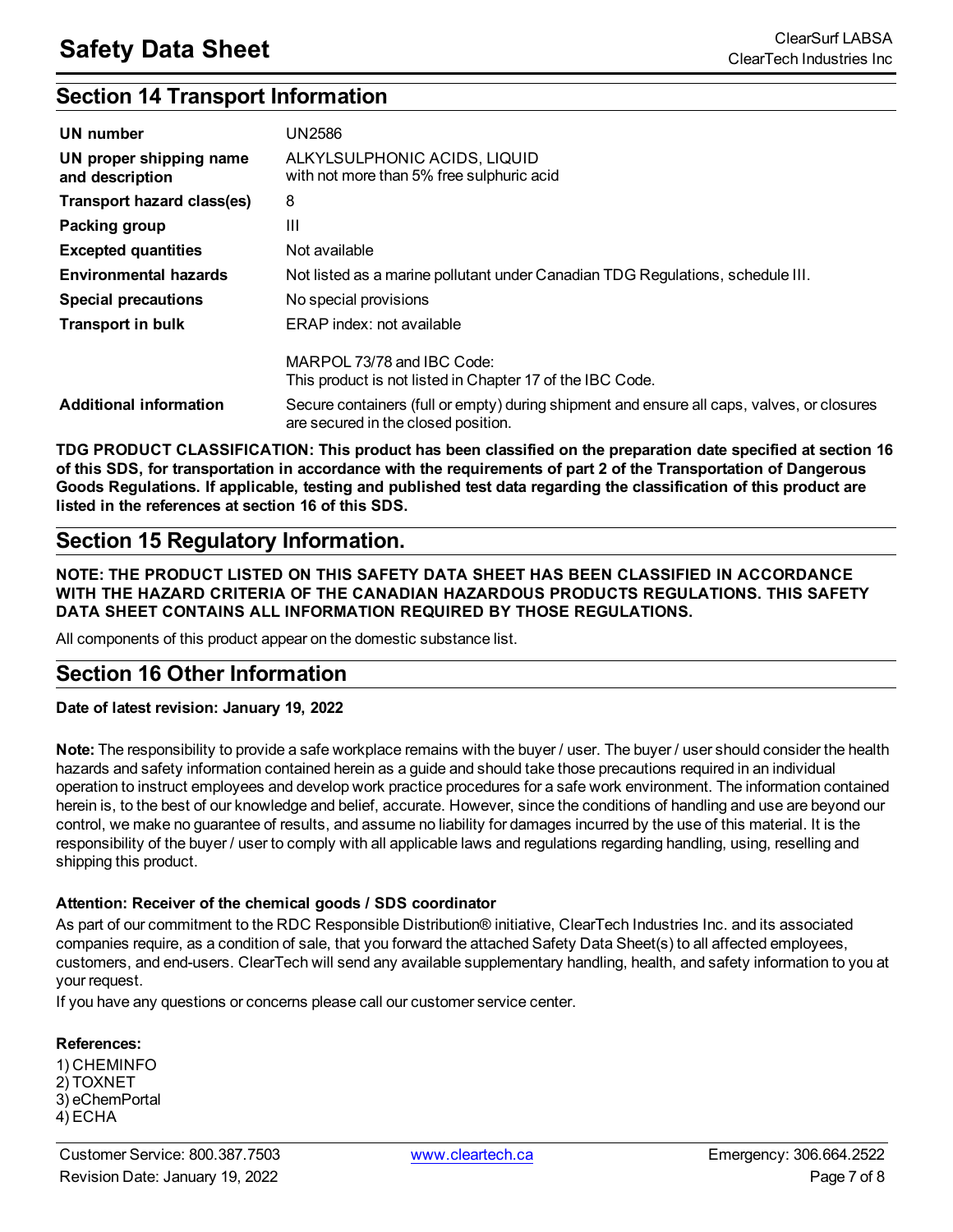## Section 14 Transport Information

| | |
|---|---|
| **UN number** | UN2586 |
| **UN proper shipping name and description** | ALKYLSULPHONIC ACIDS, LIQUID<br>with not more than 5% free sulphuric acid |
| **Transport hazard class(es)** | 8 |
| **Packing group** | III |
| **Excepted quantities** | Not available |
| **Environmental hazards** | Not listed as a marine pollutant under Canadian TDG Regulations, schedule III. |
| **Special precautions** | No special provisions |
| **Transport in bulk** | ERAP index: not available<br><br>MARPOL 73/78 and IBC Code:<br>This product is not listed in Chapter 17 of the IBC Code. |
| **Additional information** | Secure containers (full or empty) during shipment and ensure all caps, valves, or closures are secured in the closed position. |

**TDG PRODUCT CLASSIFICATION: This product has been classified on the preparation date specified at section 16 of this SDS, for transportation in accordance with the requirements of part 2 of the Transportation of Dangerous Goods Regulations. If applicable, testing and published test data regarding the classification of this product are listed in the references at section 16 of this SDS.**

## Section 15 Regulatory Information.

**NOTE: THE PRODUCT LISTED ON THIS SAFETY DATA SHEET HAS BEEN CLASSIFIED IN ACCORDANCE WITH THE HAZARD CRITERIA OF THE CANADIAN HAZARDOUS PRODUCTS REGULATIONS. THIS SAFETY DATA SHEET CONTAINS ALL INFORMATION REQUIRED BY THOSE REGULATIONS.**

All components of this product appear on the domestic substance list.

## Section 16 Other Information

**Date of latest revision: January 19, 2022**

**Note:** The responsibility to provide a safe workplace remains with the buyer / user. The buyer / user should consider the health hazards and safety information contained herein as a guide and should take those precautions required in an individual operation to instruct employees and develop work practice procedures for a safe work environment. The information contained herein is, to the best of our knowledge and belief, accurate. However, since the conditions of handling and use are beyond our control, we make no guarantee of results, and assume no liability for damages incurred by the use of this material. It is the responsibility of the buyer / user to comply with all applicable laws and regulations regarding handling, using, reselling and shipping this product.

**Attention: Receiver of the chemical goods / SDS coordinator**

As part of our commitment to the RDC Responsible Distribution® initiative, ClearTech Industries Inc. and its associated companies require, as a condition of sale, that you forward the attached Safety Data Sheet(s) to all affected employees, customers, and end-users. ClearTech will send any available supplementary handling, health, and safety information to you at your request.

If you have any questions or concerns please call our customer service center.

**References:**

1) CHEMINFO
2) TOXNET
3) eChemPortal
4) ECHA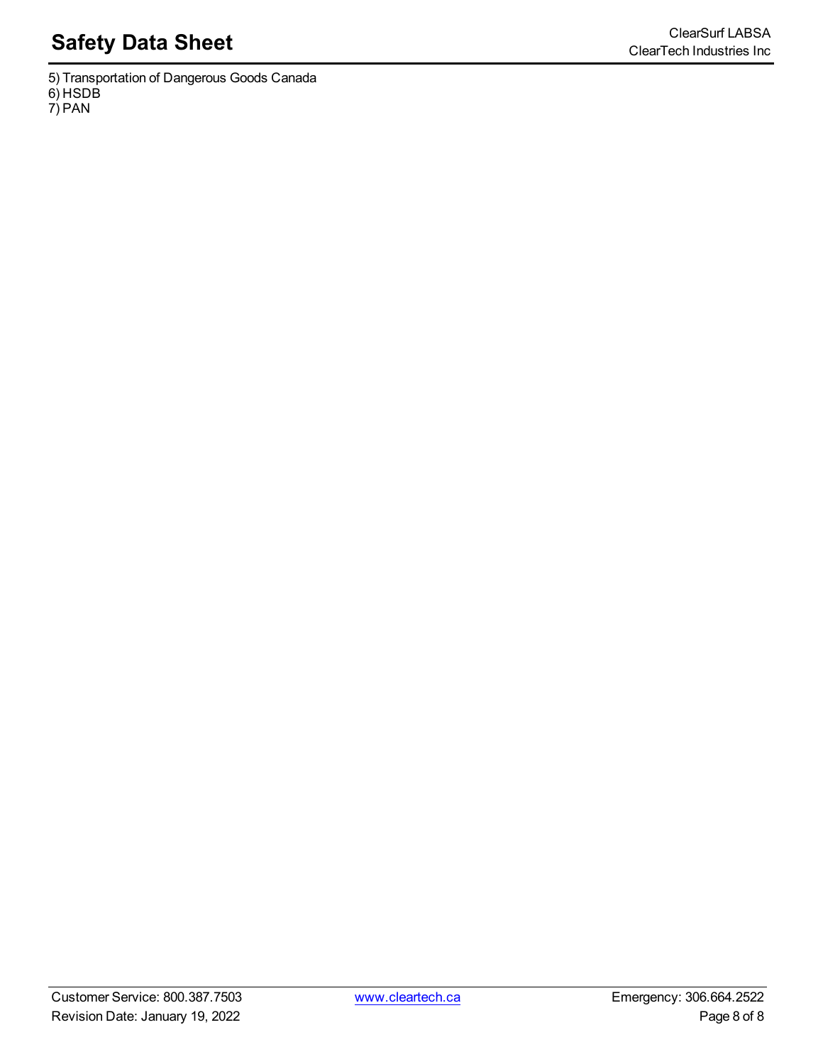5) Transportation of Dangerous Goods Canada
6) HSDB
7) PAN